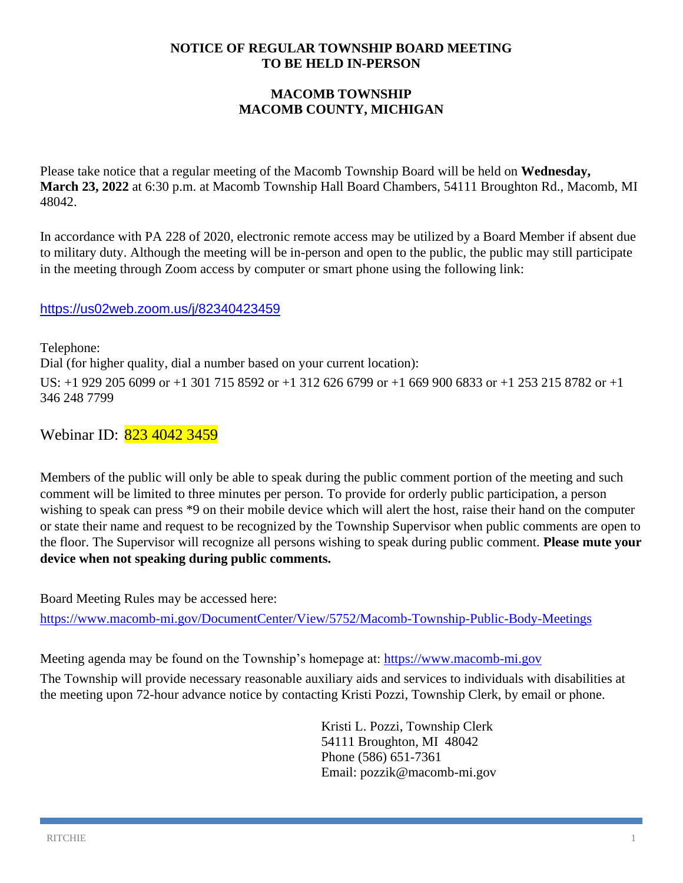**NOTICE OF REGULAR TOWNSHIP BOARD MEETING**
**TO BE HELD IN-PERSON**

**MACOMB TOWNSHIP**
**MACOMB COUNTY, MICHIGAN**

Please take notice that a regular meeting of the Macomb Township Board will be held on **Wednesday, March 23, 2022** at 6:30 p.m. at Macomb Township Hall Board Chambers, 54111 Broughton Rd., Macomb, MI 48042.

In accordance with PA 228 of 2020, electronic remote access may be utilized by a Board Member if absent due to military duty. Although the meeting will be in-person and open to the public, the public may still participate in the meeting through Zoom access by computer or smart phone using the following link:

https://us02web.zoom.us/j/82340423459

Telephone:
Dial (for higher quality, dial a number based on your current location):
US: +1 929 205 6099 or +1 301 715 8592 or +1 312 626 6799 or +1 669 900 6833 or +1 253 215 8782 or +1 346 248 7799

Webinar ID: 823 4042 3459

Members of the public will only be able to speak during the public comment portion of the meeting and such comment will be limited to three minutes per person. To provide for orderly public participation, a person wishing to speak can press *9 on their mobile device which will alert the host, raise their hand on the computer or state their name and request to be recognized by the Township Supervisor when public comments are open to the floor. The Supervisor will recognize all persons wishing to speak during public comment. **Please mute your device when not speaking during public comments.**

Board Meeting Rules may be accessed here:
https://www.macomb-mi.gov/DocumentCenter/View/5752/Macomb-Township-Public-Body-Meetings

Meeting agenda may be found on the Township's homepage at: https://www.macomb-mi.gov

The Township will provide necessary reasonable auxiliary aids and services to individuals with disabilities at the meeting upon 72-hour advance notice by contacting Kristi Pozzi, Township Clerk, by email or phone.

Kristi L. Pozzi, Township Clerk
54111 Broughton, MI 48042
Phone (586) 651-7361
Email: pozzik@macomb-mi.gov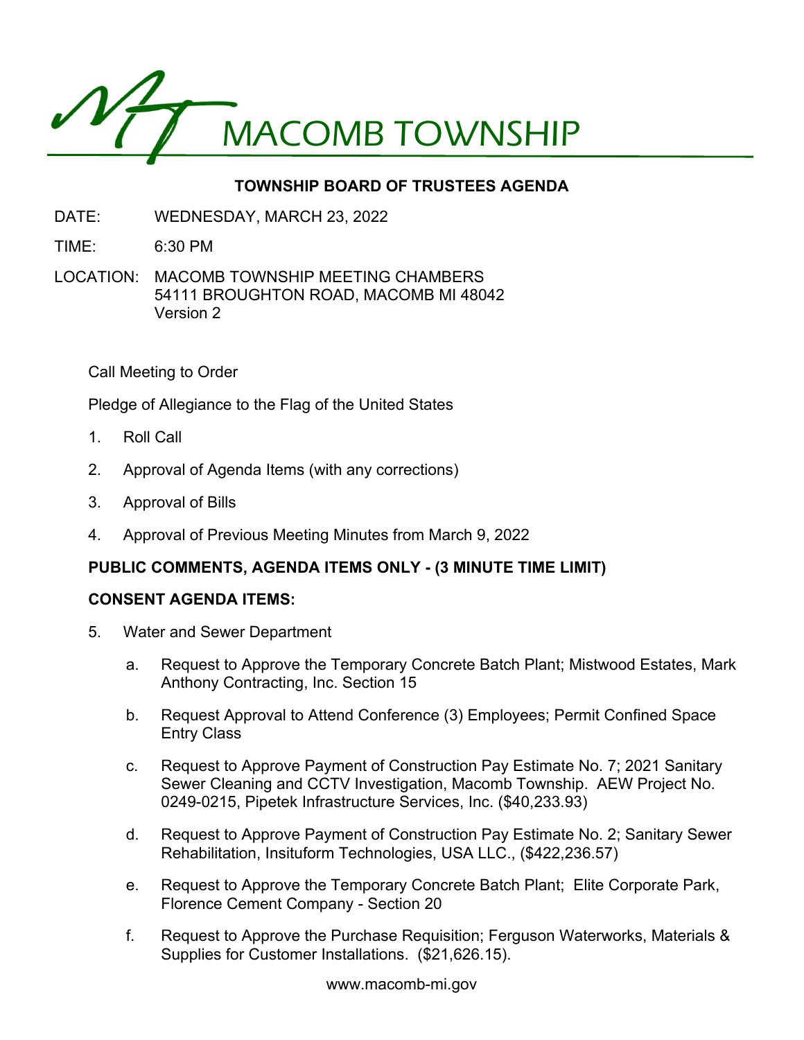# MACOMB TOWNSHIP

## TOWNSHIP BOARD OF TRUSTEES AGENDA

DATE: WEDNESDAY, MARCH 23, 2022

TIME: 6:30 PM

LOCATION: MACOMB TOWNSHIP MEETING CHAMBERS
54111 BROUGHTON ROAD, MACOMB MI 48042
Version 2

Call Meeting to Order

Pledge of Allegiance to the Flag of the United States

1. Roll Call
2. Approval of Agenda Items (with any corrections)
3. Approval of Bills
4. Approval of Previous Meeting Minutes from March 9, 2022

**PUBLIC COMMENTS, AGENDA ITEMS ONLY - (3 MINUTE TIME LIMIT)**

**CONSENT AGENDA ITEMS:**

5. Water and Sewer Department
    a. Request to Approve the Temporary Concrete Batch Plant; Mistwood Estates, Mark Anthony Contracting, Inc. Section 15
    b. Request Approval to Attend Conference (3) Employees; Permit Confined Space Entry Class
    c. Request to Approve Payment of Construction Pay Estimate No. 7; 2021 Sanitary Sewer Cleaning and CCTV Investigation, Macomb Township. AEW Project No. 0249-0215, Pipetek Infrastructure Services, Inc. ($40,233.93)
    d. Request to Approve Payment of Construction Pay Estimate No. 2; Sanitary Sewer Rehabilitation, Insituform Technologies, USA LLC., ($422,236.57)
    e. Request to Approve the Temporary Concrete Batch Plant; Elite Corporate Park, Florence Cement Company - Section 20
    f. Request to Approve the Purchase Requisition; Ferguson Waterworks, Materials & Supplies for Customer Installations. ($21,626.15).

www.macomb-mi.gov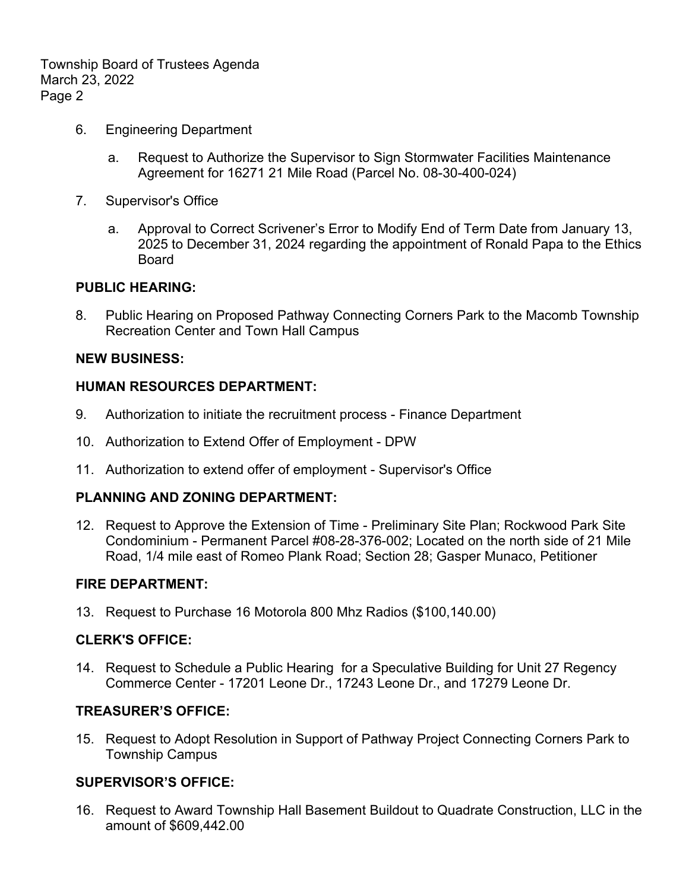6. Engineering Department

   a. Request to Authorize the Supervisor to Sign Stormwater Facilities Maintenance Agreement for 16271 21 Mile Road (Parcel No. 08-30-400-024)

7. Supervisor's Office

   a. Approval to Correct Scrivener's Error to Modify End of Term Date from January 13, 2025 to December 31, 2024 regarding the appointment of Ronald Papa to the Ethics Board

**PUBLIC HEARING:**

8. Public Hearing on Proposed Pathway Connecting Corners Park to the Macomb Township Recreation Center and Town Hall Campus

**NEW BUSINESS:**

**HUMAN RESOURCES DEPARTMENT:**

9. Authorization to initiate the recruitment process - Finance Department

10. Authorization to Extend Offer of Employment - DPW

11. Authorization to extend offer of employment - Supervisor's Office

**PLANNING AND ZONING DEPARTMENT:**

12. Request to Approve the Extension of Time - Preliminary Site Plan; Rockwood Park Site Condominium - Permanent Parcel #08-28-376-002; Located on the north side of 21 Mile Road, 1/4 mile east of Romeo Plank Road; Section 28; Gasper Munaco, Petitioner

**FIRE DEPARTMENT:**

13. Request to Purchase 16 Motorola 800 Mhz Radios ($100,140.00)

**CLERK'S OFFICE:**

14. Request to Schedule a Public Hearing for a Speculative Building for Unit 27 Regency Commerce Center - 17201 Leone Dr., 17243 Leone Dr., and 17279 Leone Dr.

**TREASURER'S OFFICE:**

15. Request to Adopt Resolution in Support of Pathway Project Connecting Corners Park to Township Campus

**SUPERVISOR'S OFFICE:**

16. Request to Award Township Hall Basement Buildout to Quadrate Construction, LLC in the amount of $609,442.00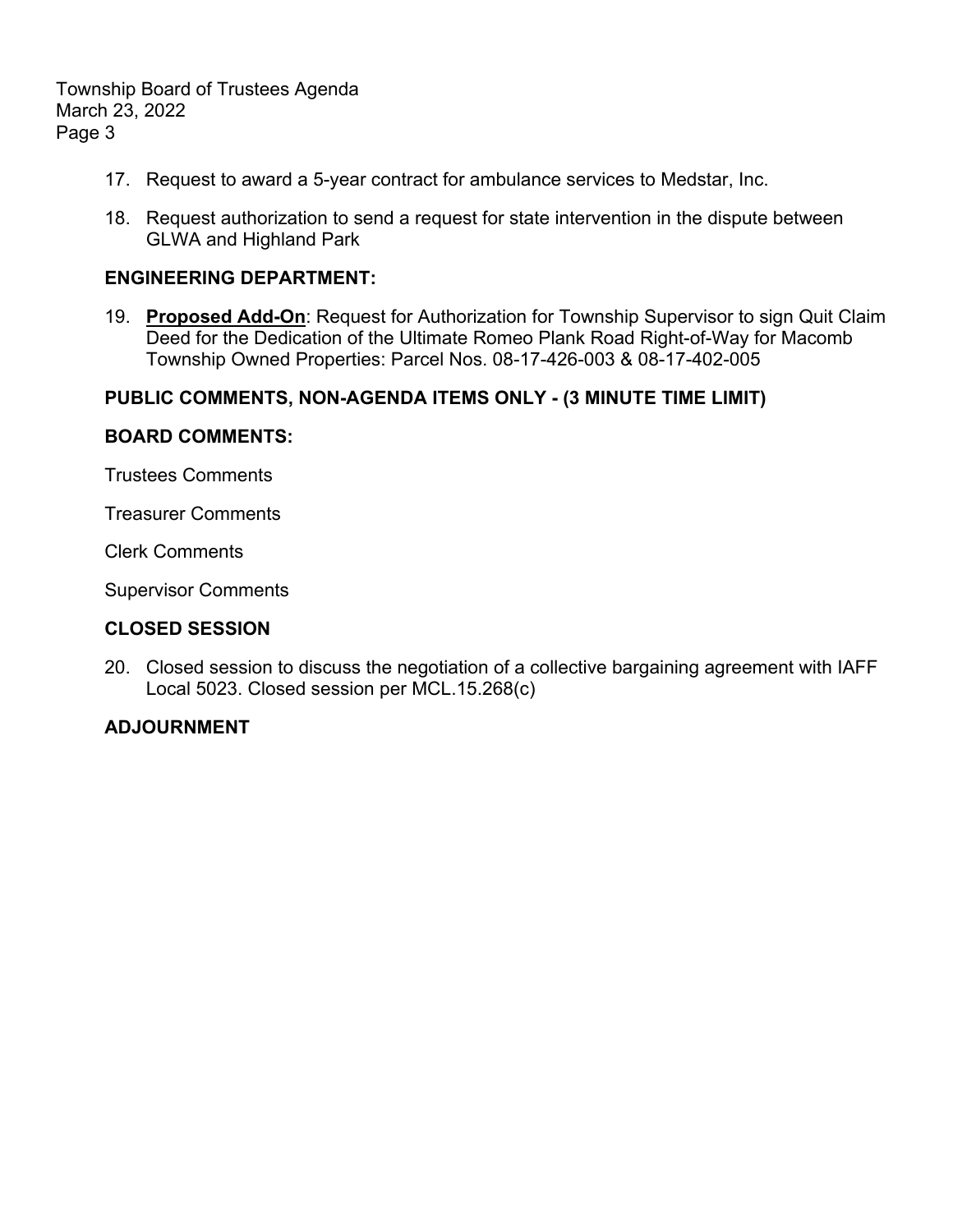17. Request to award a 5-year contract for ambulance services to Medstar, Inc.

18. Request authorization to send a request for state intervention in the dispute between GLWA and Highland Park

**ENGINEERING DEPARTMENT:**

19. **Proposed Add-On**: Request for Authorization for Township Supervisor to sign Quit Claim Deed for the Dedication of the Ultimate Romeo Plank Road Right-of-Way for Macomb Township Owned Properties: Parcel Nos. 08-17-426-003 & 08-17-402-005

**PUBLIC COMMENTS, NON-AGENDA ITEMS ONLY - (3 MINUTE TIME LIMIT)**

**BOARD COMMENTS:**

Trustees Comments

Treasurer Comments

Clerk Comments

Supervisor Comments

**CLOSED SESSION**

20. Closed session to discuss the negotiation of a collective bargaining agreement with IAFF Local 5023. Closed session per MCL.15.268(c)

**ADJOURNMENT**